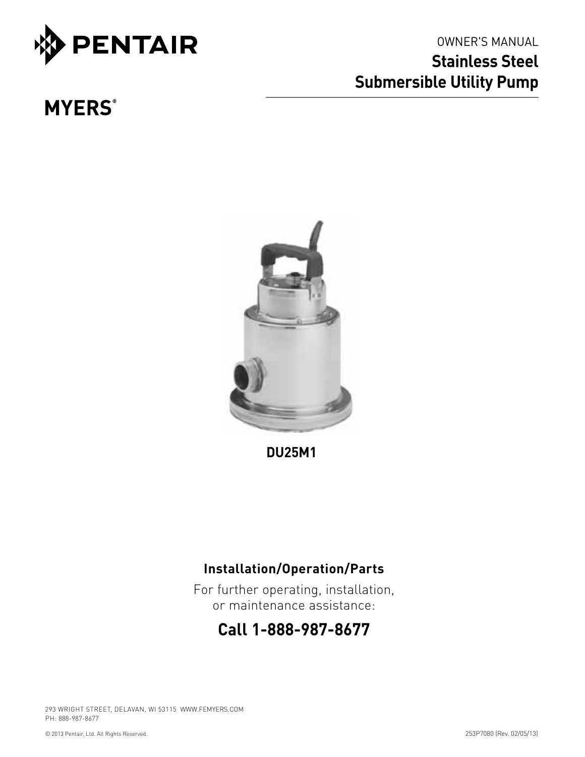PENTAIR

OWNER'S MANUAL

# Stainless Steel Submersible Utility Pump

MYERS®

**DU25M1**

## Installation/Operation/Parts

For further operating, installation, or maintenance assistance:

## Call 1-888-987-8677

293 WRIGHT STREET, DELAVAN, WI 53115 WWW.FEMYERS.COM
PH: 888-987-8677

© 2013 Pentair, Ltd. All Rights Reserved.

253P7080 (Rev. 02/05/13)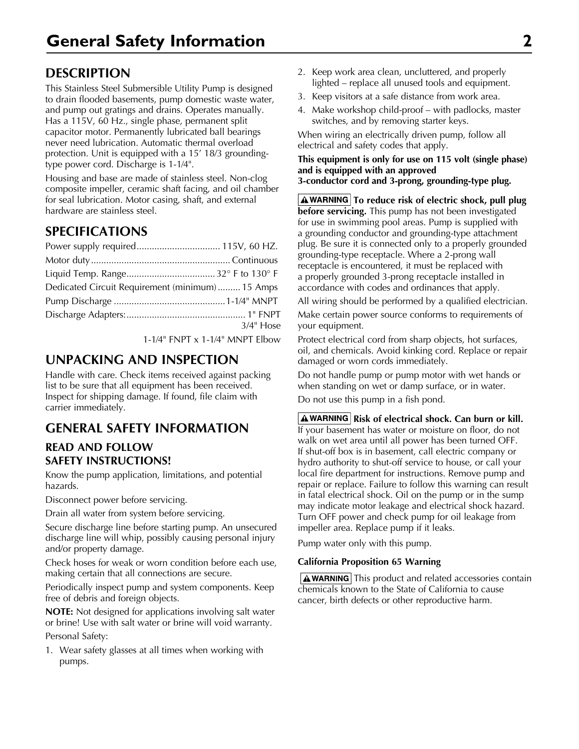## DESCRIPTION

This Stainless Steel Submersible Utility Pump is designed to drain flooded basements, pump domestic waste water, and pump out gratings and drains. Operates manually. Has a 115V, 60 Hz., single phase, permanent split capacitor motor. Permanently lubricated ball bearings never need lubrication. Automatic thermal overload protection. Unit is equipped with a 15' 18/3 grounding-type power cord. Discharge is 1-1/4".

Housing and base are made of stainless steel. Non-clog composite impeller, ceramic shaft facing, and oil chamber for seal lubrication. Motor casing, shaft, and external hardware are stainless steel.

## SPECIFICATIONS

| | |
|---|---|
| Power supply required | 115V, 60 HZ. |
| Motor duty | Continuous |
| Liquid Temp. Range | 32° F to 130° F |
| Dedicated Circuit Requirement (minimum) | 15 Amps |
| Pump Discharge | 1-1/4" MNPT |
| Discharge Adapters: | 1" FNPT<br>3/4" Hose<br>1-1/4" FNPT x 1-1/4" MNPT Elbow |

## UNPACKING AND INSPECTION

Handle with care. Check items received against packing list to be sure that all equipment has been received. Inspect for shipping damage. If found, file claim with carrier immediately.

## GENERAL SAFETY INFORMATION

### READ AND FOLLOW SAFETY INSTRUCTIONS!

Know the pump application, limitations, and potential hazards.

Disconnect power before servicing.

Drain all water from system before servicing.

Secure discharge line before starting pump. An unsecured discharge line will whip, possibly causing personal injury and/or property damage.

Check hoses for weak or worn condition before each use, making certain that all connections are secure.

Periodically inspect pump and system components. Keep free of debris and foreign objects.

**NOTE:** Not designed for applications involving salt water or brine! Use with salt water or brine will void warranty.

Personal Safety:

1. Wear safety glasses at all times when working with pumps.
2. Keep work area clean, uncluttered, and properly lighted – replace all unused tools and equipment.
3. Keep visitors at a safe distance from work area.
4. Make workshop child-proof – with padlocks, master switches, and by removing starter keys.

When wiring an electrically driven pump, follow all electrical and safety codes that apply.

**This equipment is only for use on 115 volt (single phase) and is equipped with an approved 3-conductor cord and 3-prong, grounding-type plug.**

**WARNING** **To reduce risk of electric shock, pull plug before servicing.** This pump has not been investigated for use in swimming pool areas. Pump is supplied with a grounding conductor and grounding-type attachment plug. Be sure it is connected only to a properly grounded grounding-type receptacle. Where a 2-prong wall receptacle is encountered, it must be replaced with a properly grounded 3-prong receptacle installed in accordance with codes and ordinances that apply.

All wiring should be performed by a qualified electrician.

Make certain power source conforms to requirements of your equipment.

Protect electrical cord from sharp objects, hot surfaces, oil, and chemicals. Avoid kinking cord. Replace or repair damaged or worn cords immediately.

Do not handle pump or pump motor with wet hands or when standing on wet or damp surface, or in water.

Do not use this pump in a fish pond.

**WARNING** **Risk of electrical shock. Can burn or kill.** If your basement has water or moisture on floor, do not walk on wet area until all power has been turned OFF. If shut-off box is in basement, call electric company or hydro authority to shut-off service to house, or call your local fire department for instructions. Remove pump and repair or replace. Failure to follow this warning can result in fatal electrical shock. Oil on the pump or in the sump may indicate motor leakage and electrical shock hazard. Turn OFF power and check pump for oil leakage from impeller area. Replace pump if it leaks.

Pump water only with this pump.

**California Proposition 65 Warning**

**WARNING** This product and related accessories contain chemicals known to the State of California to cause cancer, birth defects or other reproductive harm.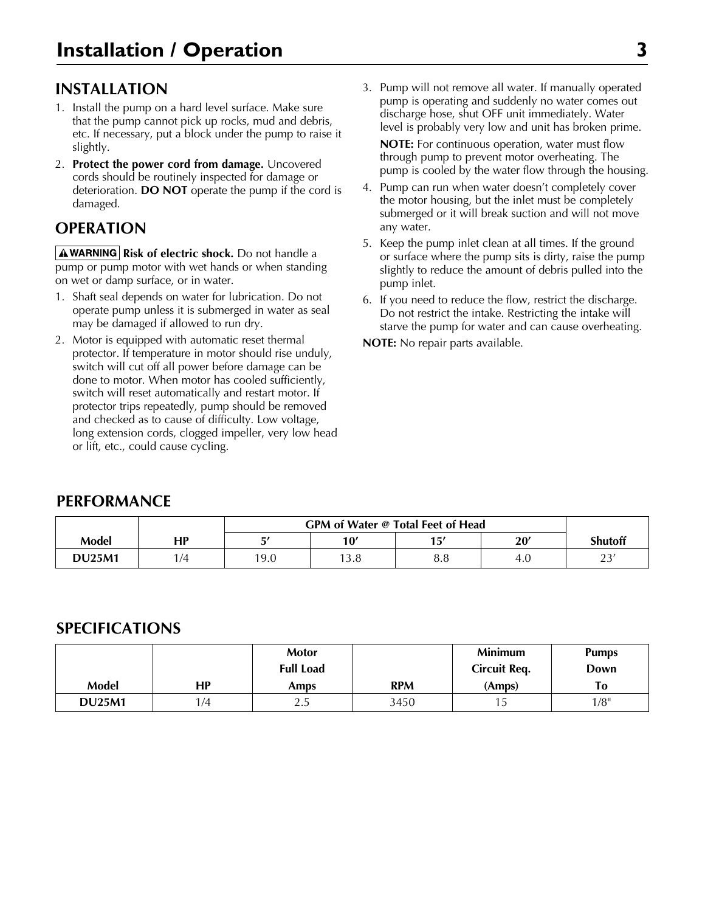# Installation / Operation

## INSTALLATION

1. Install the pump on a hard level surface. Make sure that the pump cannot pick up rocks, mud and debris, etc. If necessary, put a block under the pump to raise it slightly.
2. **Protect the power cord from damage.** Uncovered cords should be routinely inspected for damage or deterioration. **DO NOT** operate the pump if the cord is damaged.

## OPERATION

**⚠WARNING** **Risk of electric shock.** Do not handle a pump or pump motor with wet hands or when standing on wet or damp surface, or in water.

1. Shaft seal depends on water for lubrication. Do not operate pump unless it is submerged in water as seal may be damaged if allowed to run dry.
2. Motor is equipped with automatic reset thermal protector. If temperature in motor should rise unduly, switch will cut off all power before damage can be done to motor. When motor has cooled sufficiently, switch will reset automatically and restart motor. If protector trips repeatedly, pump should be removed and checked as to cause of difficulty. Low voltage, long extension cords, clogged impeller, very low head or lift, etc., could cause cycling.
3. Pump will not remove all water. If manually operated pump is operating and suddenly no water comes out discharge hose, shut OFF unit immediately. Water level is probably very low and unit has broken prime.

   **NOTE:** For continuous operation, water must flow through pump to prevent motor overheating. The pump is cooled by the water flow through the housing.
4. Pump can run when water doesn't completely cover the motor housing, but the inlet must be completely submerged or it will break suction and will not move any water.
5. Keep the pump inlet clean at all times. If the ground or surface where the pump sits is dirty, raise the pump slightly to reduce the amount of debris pulled into the pump inlet.
6. If you need to reduce the flow, restrict the discharge. Do not restrict the intake. Restricting the intake will starve the pump for water and can cause overheating.

**NOTE:** No repair parts available.

## PERFORMANCE

| | | GPM of Water @ Total Feet of Head | | | | |
|---|---|---|---|---|---|---|
| **Model** | **HP** | **5′** | **10′** | **15′** | **20′** | **Shutoff** |
| **DU25M1** | 1/4 | 19.0 | 13.8 | 8.8 | 4.0 | 23′ |

## SPECIFICATIONS

| Model | HP | Motor Full Load Amps | RPM | Minimum Circuit Req. (Amps) | Pumps Down To |
|---|---|---|---|---|---|
| **DU25M1** | 1/4 | 2.5 | 3450 | 15 | 1/8" |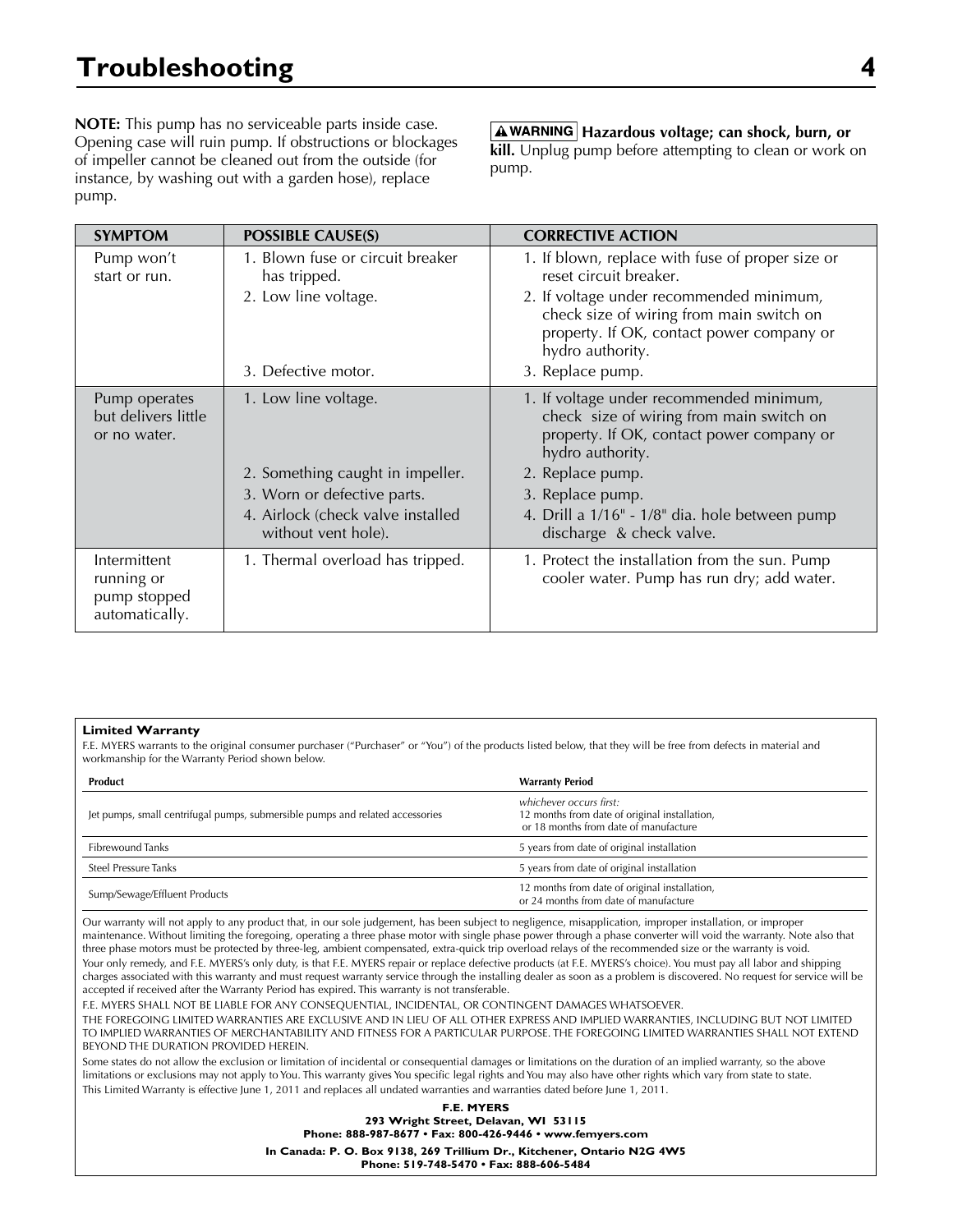# Troubleshooting

**NOTE:** This pump has no serviceable parts inside case. Opening case will ruin pump. If obstructions or blockages of impeller cannot be cleaned out from the outside (for instance, by washing out with a garden hose), replace pump.

**⚠WARNING Hazardous voltage; can shock, burn, or kill.** Unplug pump before attempting to clean or work on pump.

| SYMPTOM | POSSIBLE CAUSE(S) | CORRECTIVE ACTION |
|---|---|---|
| Pump won't start or run. | 1. Blown fuse or circuit breaker has tripped. | 1. If blown, replace with fuse of proper size or reset circuit breaker. |
| | 2. Low line voltage. | 2. If voltage under recommended minimum, check size of wiring from main switch on property. If OK, contact power company or hydro authority. |
| | 3. Defective motor. | 3. Replace pump. |
| Pump operates but delivers little or no water. | 1. Low line voltage. | 1. If voltage under recommended minimum, check size of wiring from main switch on property. If OK, contact power company or hydro authority. |
| | 2. Something caught in impeller. | 2. Replace pump. |
| | 3. Worn or defective parts. | 3. Replace pump. |
| | 4. Airlock (check valve installed without vent hole). | 4. Drill a 1/16" - 1/8" dia. hole between pump discharge & check valve. |
| Intermittent running or pump stopped automatically. | 1. Thermal overload has tripped. | 1. Protect the installation from the sun. Pump cooler water. Pump has run dry; add water. |

**Limited Warranty**

F.E. MYERS warrants to the original consumer purchaser ("Purchaser" or "You") of the products listed below, that they will be free from defects in material and workmanship for the Warranty Period shown below.

| Product | Warranty Period |
|---|---|
| Jet pumps, small centrifugal pumps, submersible pumps and related accessories | *whichever occurs first:* 12 months from date of original installation, or 18 months from date of manufacture |
| Fibrewound Tanks | 5 years from date of original installation |
| Steel Pressure Tanks | 5 years from date of original installation |
| Sump/Sewage/Effluent Products | 12 months from date of original installation, or 24 months from date of manufacture |

Our warranty will not apply to any product that, in our sole judgement, has been subject to negligence, misapplication, improper installation, or improper maintenance. Without limiting the foregoing, operating a three phase motor with single phase power through a phase converter will void the warranty. Note also that three phase motors must be protected by three-leg, ambient compensated, extra-quick trip overload relays of the recommended size or the warranty is void.

Your only remedy, and F.E. MYERS's only duty, is that F.E. MYERS repair or replace defective products (at F.E. MYERS's choice). You must pay all labor and shipping charges associated with this warranty and must request warranty service through the installing dealer as soon as a problem is discovered. No request for service will be accepted if received after the Warranty Period has expired. This warranty is not transferable.

F.E. MYERS SHALL NOT BE LIABLE FOR ANY CONSEQUENTIAL, INCIDENTAL, OR CONTINGENT DAMAGES WHATSOEVER.

THE FOREGOING LIMITED WARRANTIES ARE EXCLUSIVE AND IN LIEU OF ALL OTHER EXPRESS AND IMPLIED WARRANTIES, INCLUDING BUT NOT LIMITED TO IMPLIED WARRANTIES OF MERCHANTABILITY AND FITNESS FOR A PARTICULAR PURPOSE. THE FOREGOING LIMITED WARRANTIES SHALL NOT EXTEND BEYOND THE DURATION PROVIDED HEREIN.

Some states do not allow the exclusion or limitation of incidental or consequential damages or limitations on the duration of an implied warranty, so the above limitations or exclusions may not apply to You. This warranty gives You specific legal rights and You may also have other rights which vary from state to state.

This Limited Warranty is effective June 1, 2011 and replaces all undated warranties and warranties dated before June 1, 2011.

**F.E. MYERS**
**293 Wright Street, Delavan, WI 53115**
**Phone: 888-987-8677 • Fax: 800-426-9446 • www.femyers.com**

**In Canada: P. O. Box 9138, 269 Trillium Dr., Kitchener, Ontario N2G 4W5**
**Phone: 519-748-5470 • Fax: 888-606-5484**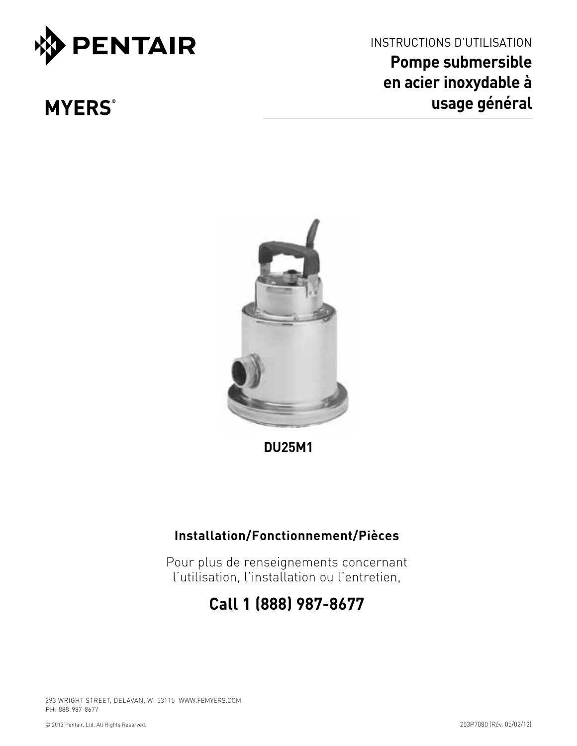INSTRUCTIONS D'UTILISATION

# Pompe submersible en acier inoxydable à usage général

DU25M1

## Installation/Fonctionnement/Pièces

Pour plus de renseignements concernant l'utilisation, l'installation ou l'entretien,

## Call 1 (888) 987-8677

293 WRIGHT STREET, DELAVAN, WI 53115 WWW.FEMYERS.COM
PH: 888-987-8677

© 2013 Pentair, Ltd. All Rights Reserved.

253P7080 (Rév. 05/02/13)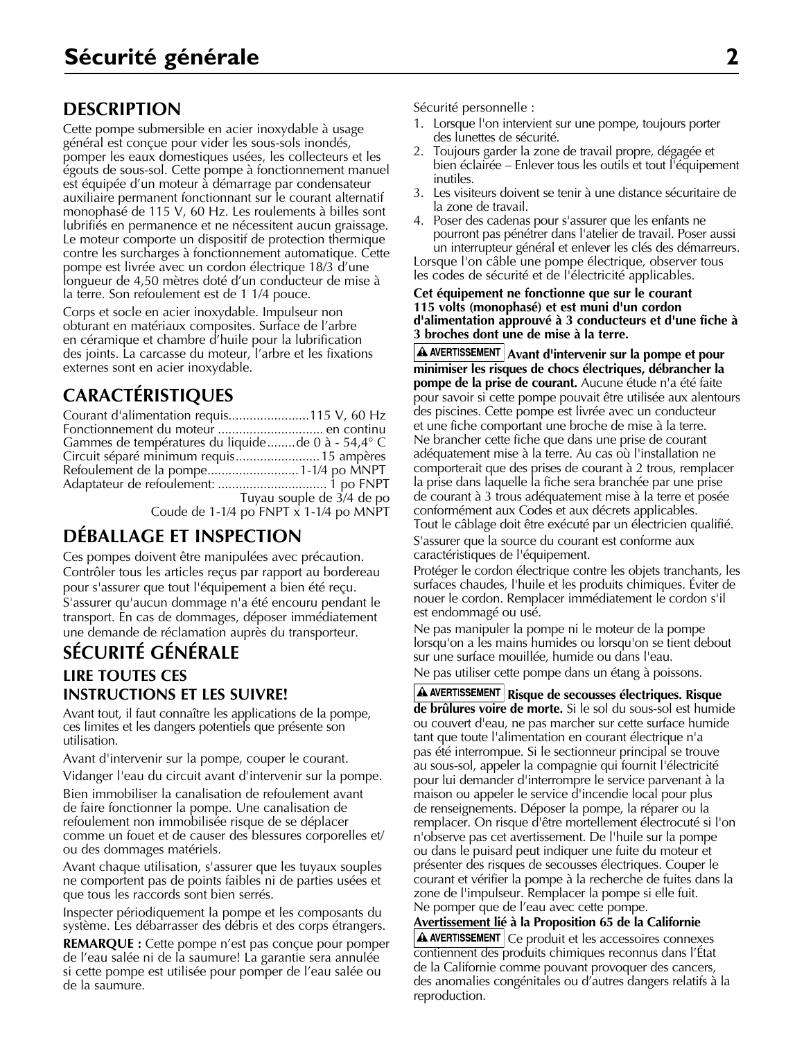# Sécurité générale

## DESCRIPTION

Cette pompe submersible en acier inoxydable à usage général est conçue pour vider les sous-sols inondés, pomper les eaux domestiques usées, les collecteurs et les égouts de sous-sol. Cette pompe à fonctionnement manuel est équipée d'un moteur à démarrage par condensateur auxiliaire permanent fonctionnant sur le courant alternatif monophasé de 115 V, 60 Hz. Les roulements à billes sont lubrifiés en permanence et ne nécessitent aucun graissage. Le moteur comporte un dispositif de protection thermique contre les surcharges à fonctionnement automatique. Cette pompe est livrée avec un cordon électrique 18/3 d'une longueur de 4,50 mètres doté d'un conducteur de mise à la terre. Son refoulement est de 1 1/4 pouce.

Corps et socle en acier inoxydable. Impulseur non obturant en matériaux composites. Surface de l'arbre en céramique et chambre d'huile pour la lubrification des joints. La carcasse du moteur, l'arbre et les fixations externes sont en acier inoxydable.

## CARACTÉRISTIQUES

Courant d'alimentation requis.......................115 V, 60 Hz
Fonctionnement du moteur .............................. en continu
Gammes de températures du liquide........de 0 à - 54,4° C
Circuit séparé minimum requis........................15 ampères
Refoulement de la pompe..........................1-1/4 po MNPT
Adaptateur de refoulement: .............................. 1 po FNPT
Tuyau souple de 3/4 de po
Coude de 1-1/4 po FNPT x 1-1/4 po MNPT

## DÉBALLAGE ET INSPECTION

Ces pompes doivent être manipulées avec précaution. Contrôler tous les articles reçus par rapport au bordereau pour s'assurer que tout l'équipement a bien été reçu. S'assurer qu'aucun dommage n'a été encouru pendant le transport. En cas de dommages, déposer immédiatement une demande de réclamation auprès du transporteur.

## SÉCURITÉ GÉNÉRALE

### LIRE TOUTES CES INSTRUCTIONS ET LES SUIVRE!

Avant tout, il faut connaître les applications de la pompe, ces limites et les dangers potentiels que présente son utilisation.

Avant d'intervenir sur la pompe, couper le courant.

Vidanger l'eau du circuit avant d'intervenir sur la pompe.

Bien immobiliser la canalisation de refoulement avant de faire fonctionner la pompe. Une canalisation de refoulement non immobilisée risque de se déplacer comme un fouet et de causer des blessures corporelles et/ou des dommages matériels.

Avant chaque utilisation, s'assurer que les tuyaux souples ne comportent pas de points faibles ni de parties usées et que tous les raccords sont bien serrés.

Inspecter périodiquement la pompe et les composants du système. Les débarrasser des débris et des corps étrangers.

**REMARQUE :** Cette pompe n'est pas conçue pour pomper de l'eau salée ni de la saumure! La garantie sera annulée si cette pompe est utilisée pour pomper de l'eau salée ou de la saumure.

Sécurité personnelle :

1. Lorsque l'on intervient sur une pompe, toujours porter des lunettes de sécurité.
2. Toujours garder la zone de travail propre, dégagée et bien éclairée – Enlever tous les outils et tout l'équipement inutiles.
3. Les visiteurs doivent se tenir à une distance sécuritaire de la zone de travail.
4. Poser des cadenas pour s'assurer que les enfants ne pourront pas pénétrer dans l'atelier de travail. Poser aussi un interrupteur général et enlever les clés des démarreurs.

Lorsque l'on câble une pompe électrique, observer tous les codes de sécurité et de l'électricité applicables.

**Cet équipement ne fonctionne que sur le courant 115 volts (monophasé) et est muni d'un cordon d'alimentation approuvé à 3 conducteurs et d'une fiche à 3 broches dont une de mise à la terre.**

**⚠ AVERTISSEMENT Avant d'intervenir sur la pompe et pour minimiser les risques de chocs électriques, débrancher la pompe de la prise de courant.** Aucune étude n'a été faite pour savoir si cette pompe pouvait être utilisée aux alentours des piscines. Cette pompe est livrée avec un conducteur et une fiche comportant une broche de mise à la terre. Ne brancher cette fiche que dans une prise de courant adéquatement mise à la terre. Au cas où l'installation ne comporterait que des prises de courant à 2 trous, remplacer la prise dans laquelle la fiche sera branchée par une prise de courant à 3 trous adéquatement mise à la terre et posée conformément aux Codes et aux décrets applicables.

Tout le câblage doit être exécuté par un électricien qualifié.

S'assurer que la source du courant est conforme aux caractéristiques de l'équipement.

Protéger le cordon électrique contre les objets tranchants, les surfaces chaudes, l'huile et les produits chimiques. Éviter de nouer le cordon. Remplacer immédiatement le cordon s'il est endommagé ou usé.

Ne pas manipuler la pompe ni le moteur de la pompe lorsqu'on a les mains humides ou lorsqu'on se tient debout sur une surface mouillée, humide ou dans l'eau.

Ne pas utiliser cette pompe dans un étang à poissons.

**⚠ AVERTISSEMENT Risque de secousses électriques. Risque de brûlures voire de morte.** Si le sol du sous-sol est humide ou couvert d'eau, ne pas marcher sur cette surface humide tant que toute l'alimentation en courant électrique n'a pas été interrompue. Si le sectionneur principal se trouve au sous-sol, appeler la compagnie qui fournit l'électricité pour lui demander d'interrompre le service parvenant à la maison ou appeler le service d'incendie local pour plus de renseignements. Déposer la pompe, la réparer ou la remplacer. On risque d'être mortellement électrocuté si l'on n'observe pas cet avertissement. De l'huile sur la pompe ou dans le puisard peut indiquer une fuite du moteur et présenter des risques de secousses électriques. Couper le courant et vérifier la pompe à la recherche de fuites dans la zone de l'impulseur. Remplacer la pompe si elle fuit.

Ne pomper que de l'eau avec cette pompe.

**Avertissement lié à la Proposition 65 de la Californie**

**⚠ AVERTISSEMENT** Ce produit et les accessoires connexes contiennent des produits chimiques reconnus dans l'État de la Californie comme pouvant provoquer des cancers, des anomalies congénitales ou d'autres dangers relatifs à la reproduction.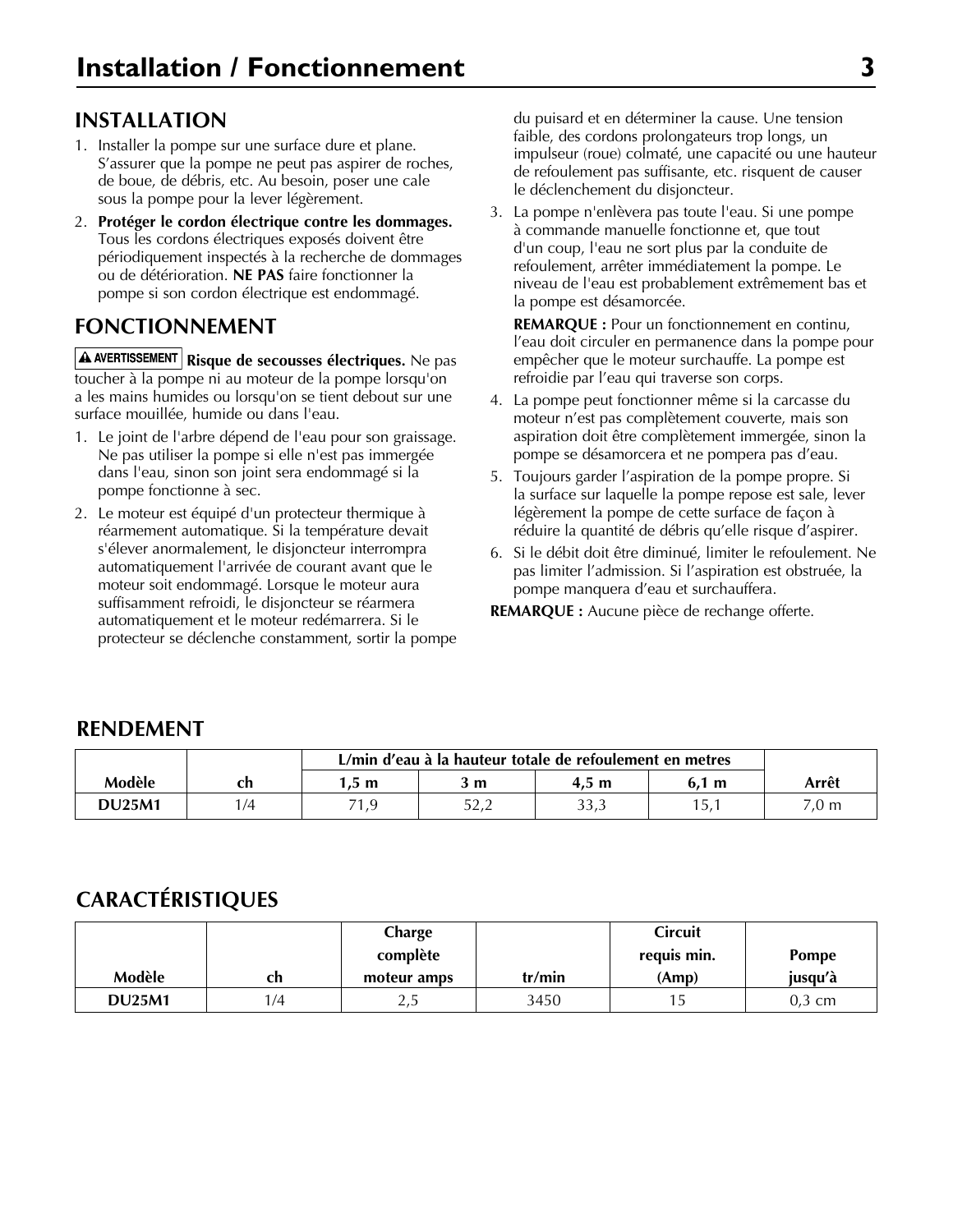# Installation / Fonctionnement

## INSTALLATION

1. Installer la pompe sur une surface dure et plane. S'assurer que la pompe ne peut pas aspirer de roches, de boue, de débris, etc. Au besoin, poser une cale sous la pompe pour la lever légèrement.
2. **Protéger le cordon électrique contre les dommages.** Tous les cordons électriques exposés doivent être périodiquement inspectés à la recherche de dommages ou de détérioration. **NE PAS** faire fonctionner la pompe si son cordon électrique est endommagé.

## FONCTIONNEMENT

**⚠ AVERTISSEMENT** **Risque de secousses électriques.** Ne pas toucher à la pompe ni au moteur de la pompe lorsqu'on a les mains humides ou lorsqu'on se tient debout sur une surface mouillée, humide ou dans l'eau.

1. Le joint de l'arbre dépend de l'eau pour son graissage. Ne pas utiliser la pompe si elle n'est pas immergée dans l'eau, sinon son joint sera endommagé si la pompe fonctionne à sec.
2. Le moteur est équipé d'un protecteur thermique à réarmement automatique. Si la température devait s'élever anormalement, le disjoncteur interrompra automatiquement l'arrivée de courant avant que le moteur soit endommagé. Lorsque le moteur aura suffisamment refroidi, le disjoncteur se réarmera automatiquement et le moteur redémarrera. Si le protecteur se déclenche constamment, sortir la pompe du puisard et en déterminer la cause. Une tension faible, des cordons prolongateurs trop longs, un impulseur (roue) colmaté, une capacité ou une hauteur de refoulement pas suffisante, etc. risquent de causer le déclenchement du disjoncteur.
3. La pompe n'enlèvera pas toute l'eau. Si une pompe à commande manuelle fonctionne et, que tout d'un coup, l'eau ne sort plus par la conduite de refoulement, arrêter immédiatement la pompe. Le niveau de l'eau est probablement extrêmement bas et la pompe est désamorcée.

   **REMARQUE :** Pour un fonctionnement en continu, l'eau doit circuler en permanence dans la pompe pour empêcher que le moteur surchauffe. La pompe est refroidie par l'eau qui traverse son corps.
4. La pompe peut fonctionner même si la carcasse du moteur n'est pas complètement couverte, mais son aspiration doit être complètement immergée, sinon la pompe se désamorcera et ne pompera pas d'eau.
5. Toujours garder l'aspiration de la pompe propre. Si la surface sur laquelle la pompe repose est sale, lever légèrement la pompe de cette surface de façon à réduire la quantité de débris qu'elle risque d'aspirer.
6. Si le débit doit être diminué, limiter le refoulement. Ne pas limiter l'admission. Si l'aspiration est obstruée, la pompe manquera d'eau et surchauffera.

**REMARQUE :** Aucune pièce de rechange offerte.

## RENDEMENT

| | | L/min d'eau à la hauteur totale de refoulement en metres | | | | |
|---|---|---|---|---|---|---|
| **Modèle** | **ch** | **1,5 m** | **3 m** | **4,5 m** | **6,1 m** | **Arrêt** |
| **DU25M1** | 1/4 | 71,9 | 52,2 | 33,3 | 15,1 | 7,0 m |

## CARACTÉRISTIQUES

| Modèle | ch | Charge complète moteur amps | tr/min | Circuit requis min. (Amp) | Pompe jusqu'à |
|---|---|---|---|---|---|
| **DU25M1** | 1/4 | 2,5 | 3450 | 15 | 0,3 cm |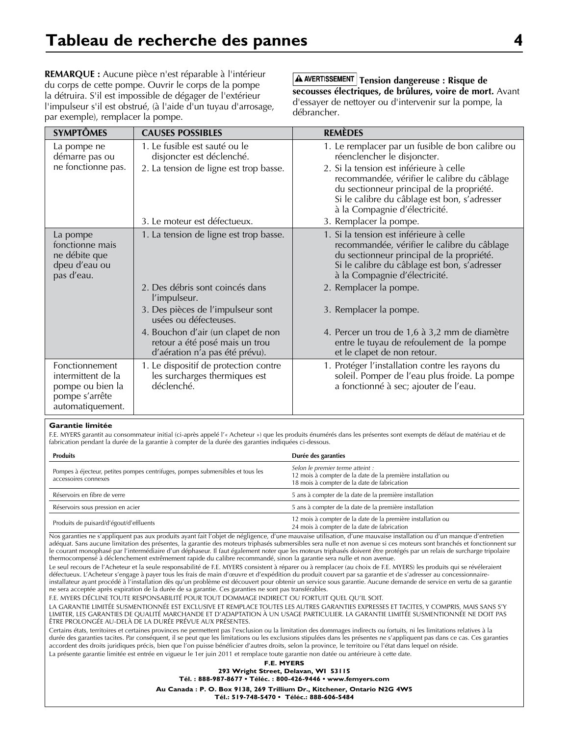# Tableau de recherche des pannes

**REMARQUE :** Aucune pièce n'est réparable à l'intérieur du corps de cette pompe. Ouvrir le corps de la pompe la détruira. S'il est impossible de dégager de l'extérieur l'impulseur s'il est obstrué, (à l'aide d'un tuyau d'arrosage, par exemple), remplacer la pompe.

**⚠ AVERTISSEMENT Tension dangereuse : Risque de secousses électriques, de brûlures, voire de mort.** Avant d'essayer de nettoyer ou d'intervenir sur la pompe, la débrancher.

| SYMPTÔMES | CAUSES POSSIBLES | REMÈDES |
|---|---|---|
| La pompe ne démarre pas ou ne fonctionne pas. | 1. Le fusible est sauté ou le disjoncter est déclenché. | 1. Le remplacer par un fusible de bon calibre ou réenclencher le disjoncter. |
| | 2. La tension de ligne est trop basse. | 2. Si la tension est inférieure à celle recommandée, vérifier le calibre du câblage du sectionneur principal de la propriété. Si le calibre du câblage est bon, s'adresser à la Compagnie d'électricité. |
| | 3. Le moteur est défectueux. | 3. Remplacer la pompe. |
| La pompe fonctionne mais ne débite que dpeu d'eau ou pas d'eau. | 1. La tension de ligne est trop basse. | 1. Si la tension est inférieure à celle recommandée, vérifier le calibre du câblage du sectionneur principal de la propriété. Si le calibre du câblage est bon, s'adresser à la Compagnie d'électricité. |
| | 2. Des débris sont coincés dans l'impulseur. | 2. Remplacer la pompe. |
| | 3. Des pièces de l'impulseur sont usées ou défecteuses. | 3. Remplacer la pompe. |
| | 4. Bouchon d'air (un clapet de non retour a été posé mais un trou d'aération n'a pas été prévu). | 4. Percer un trou de 1,6 à 3,2 mm de diamètre entre le tuyau de refoulement de la pompe et le clapet de non retour. |
| Fonctionnement intermittent de la pompe ou bien la pompe s'arrête automatiquement. | 1. Le dispositif de protection contre les surcharges thermiques est déclenché. | 1. Protéger l'installation contre les rayons du soleil. Pomper de l'eau plus froide. La pompe a fonctionné à sec; ajouter de l'eau. |

**Garantie limitée**

F.E. MYERS garantit au consommateur initial (ci-après appelé l'« Acheteur ») que les produits énumérés dans les présentes sont exempts de défaut de matériau et de fabrication pendant la durée de la garantie à compter de la durée des garanties indiquées ci-dessous.

| Produits | Durée des garanties |
|---|---|
| Pompes à éjecteur, petites pompes centrifuges, pompes submersibles et tous les accessoires connexes | *Selon le premier terme atteint :* 12 mois à compter de la date de la première installation ou 18 mois à compter de la date de fabrication |
| Réservoirs en fibre de verre | 5 ans à compter de la date de la première installation |
| Réservoirs sous pression en acier | 5 ans à compter de la date de la première installation |
| Produits de puisard/d'égout/d'effluents | 12 mois à compter de la date de la première installation ou 24 mois à compter de la date de fabrication |

Nos garanties ne s'appliquent pas aux produits ayant fait l'objet de négligence, d'une mauvaise utilisation, d'une mauvaise installation ou d'un manque d'entretien adéquat. Sans aucune limitation des présentes, la garantie des moteurs triphasés submersibles sera nulle et non avenue si ces moteurs sont branchés et fonctionnent sur le courant monophasé par l'intermédiaire d'un déphaseur. Il faut également noter que les moteurs triphasés doivent être protégés par un relais de surcharge tripolaire thermocompensé à déclenchement extrêmement rapide du calibre recommandé, sinon la garantie sera nulle et non avenue.

Le seul recours de l'Acheteur et la seule responsabilité de F.E. MYERS consistent à réparer ou à remplacer (au choix de F.E. MYERS) les produits qui se révéleraient défectueux. L'Acheteur s'engage à payer tous les frais de main d'œuvre et d'expédition du produit couvert par sa garantie et de s'adresser au concessionnaire-installateur ayant procédé à l'installation dès qu'un problème est découvert pour obtenir un service sous garantie. Aucune demande de service en vertu de sa garantie ne sera acceptée après expiration de la durée de sa garantie. Ces garanties ne sont pas transférables.

F.E. MYERS DÉCLINE TOUTE RESPONSABILITÉ POUR TOUT DOMMAGE INDIRECT OU FORTUIT QUEL QU'IL SOIT.

LA GARANTIE LIMITÉE SUSMENTIONNÉE EST EXCLUSIVE ET REMPLACE TOUTES LES AUTRES GARANTIES EXPRESSES ET TACITES, Y COMPRIS, MAIS SANS S'Y LIMITER, LES GARANTIES DE QUALITÉ MARCHANDE ET D'ADAPTATION À UN USAGE PARTICULIER. LA GARANTIE LIMITÉE SUSMENTIONNÉE NE DOIT PAS ÊTRE PROLONGÉE AU-DELÀ DE LA DURÉE PRÉVUE AUX PRÉSENTES.

Certains états, territoires et certaines provinces ne permettent pas l'exclusion ou la limitation des dommages indirects ou fortuits, ni les limitations relatives à la durée des garanties tacites. Par conséquent, il se peut que les limitations ou les exclusions stipulées dans les présentes ne s'appliquent pas dans ce cas. Ces garanties accordent des droits juridiques précis, bien que l'on puisse bénéficier d'autres droits, selon la province, le territoire ou l'état dans lequel on réside.

La présente garantie limitée est entrée en vigueur le 1er juin 2011 et remplace toute garantie non datée ou antérieure à cette date.

**F.E. MYERS**
**293 Wright Street, Delavan, WI 53115**
**Tél. : 888-987-8677 • Téléc. : 800-426-9446 • www.femyers.com**

**Au Canada : P. O. Box 9138, 269 Trillium Dr., Kitchener, Ontario N2G 4W5**
**Tél.: 519-748-5470 • Téléc.: 888-606-5484**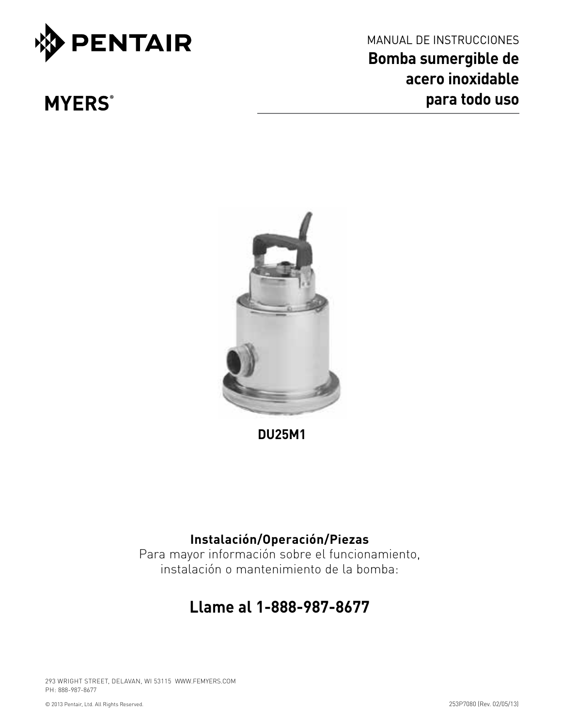PENTAIR

MYERS®

MANUAL DE INSTRUCCIONES

# Bomba sumergible de acero inoxidable para todo uso

DU25M1

**Instalación/Operación/Piezas**

Para mayor información sobre el funcionamiento, instalación o mantenimiento de la bomba:

## Llame al 1-888-987-8677

293 WRIGHT STREET, DELAVAN, WI 53115 WWW.FEMYERS.COM
PH: 888-987-8677

© 2013 Pentair, Ltd. All Rights Reserved.

253P7080 (Rev. 02/05/13)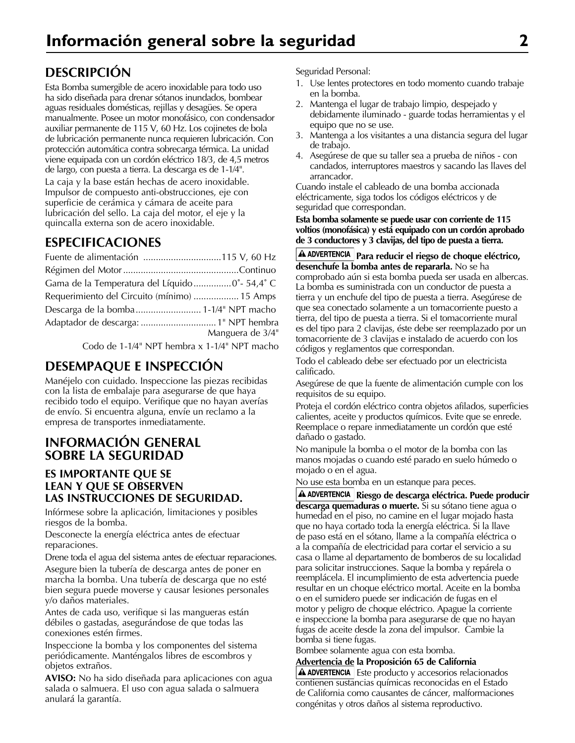# Información general sobre la seguridad

## DESCRIPCIÓN

Esta Bomba sumergible de acero inoxidable para todo uso ha sido diseñada para drenar sótanos inundados, bombear aguas residuales domésticas, rejillas y desagües. Se opera manualmente. Posee un motor monofásico, con condensador auxiliar permanente de 115 V, 60 Hz. Los cojinetes de bola de lubricación permanente nunca requieren lubricación. Con protección automática contra sobrecarga térmica. La unidad viene equipada con un cordón eléctrico 18/3, de 4,5 metros de largo, con puesta a tierra. La descarga es de 1-1/4".

La caja y la base están hechas de acero inoxidable. Impulsor de compuesto anti-obstrucciones, eje con superficie de cerámica y cámara de aceite para lubricación del sello. La caja del motor, el eje y la quincalla externa son de acero inoxidable.

## ESPECIFICACIONES

| | |
|---|---|
| Fuente de alimentación | 115 V, 60 Hz |
| Régimen del Motor | Continuo |
| Gama de la Temperatura del Líquido | 0˚- 54,4˚ C |
| Requerimiento del Circuito (mínimo) | 15 Amps |
| Descarga de la bomba | 1-1/4" NPT macho |
| Adaptador de descarga: | 1" NPT hembra Manguera de 3/4" |
| | Codo de 1-1/4" NPT hembra x 1-1/4" NPT macho |

## DESEMPAQUE E INSPECCIÓN

Manéjelo con cuidado. Inspeccione las piezas recibidas con la lista de embalaje para asegurarse de que haya recibido todo el equipo. Verifique que no hayan averías de envío. Si encuentra alguna, envíe un reclamo a la empresa de transportes inmediatamente.

## INFORMACIÓN GENERAL SOBRE LA SEGURIDAD

### ES IMPORTANTE QUE SE LEAN Y QUE SE OBSERVEN LAS INSTRUCCIONES DE SEGURIDAD.

Infórmese sobre la aplicación, limitaciones y posibles riesgos de la bomba.

Desconecte la energía eléctrica antes de efectuar reparaciones.

Drene toda el agua del sistema antes de efectuar reparaciones.

Asegure bien la tubería de descarga antes de poner en marcha la bomba. Una tubería de descarga que no esté bien segura puede moverse y causar lesiones personales y/o daños materiales.

Antes de cada uso, verifique si las mangueras están débiles o gastadas, asegurándose de que todas las conexiones estén firmes.

Inspeccione la bomba y los componentes del sistema periódicamente. Manténgalos libres de escombros y objetos extraños.

**AVISO:** No ha sido diseñada para aplicaciones con agua salada o salmuera. El uso con agua salada o salmuera anulará la garantía.

Seguridad Personal:

1. Use lentes protectores en todo momento cuando trabaje en la bomba.
2. Mantenga el lugar de trabajo limpio, despejado y debidamente iluminado - guarde todas herramientas y el equipo que no se use.
3. Mantenga a los visitantes a una distancia segura del lugar de trabajo.
4. Asegúrese de que su taller sea a prueba de niños - con candados, interruptores maestros y sacando las llaves del arrancador.

Cuando instale el cableado de una bomba accionada eléctricamente, siga todos los códigos eléctricos y de seguridad que correspondan.

**Esta bomba solamente se puede usar con corriente de 115 voltios (monofásica) y está equipado con un cordón aprobado de 3 conductores y 3 clavijas, del tipo de puesta a tierra.**

**⚠ ADVERTENCIA Para reducir el riesgo de choque eléctrico, desenchufe la bomba antes de repararla.** No se ha comprobado aún si esta bomba pueda ser usada en albercas. La bomba es suministrada con un conductor de puesta a tierra y un enchufe del tipo de puesta a tierra. Asegúrese de que sea conectado solamente a un tomacorriente puesto a tierra, del tipo de puesta a tierra. Si el tomacorriente mural es del tipo para 2 clavijas, éste debe ser reemplazado por un tomacorriente de 3 clavijas e instalado de acuerdo con los códigos y reglamentos que correspondan.

Todo el cableado debe ser efectuado por un electricista calificado.

Asegúrese de que la fuente de alimentación cumple con los requisitos de su equipo.

Proteja el cordón eléctrico contra objetos afilados, superficies calientes, aceite y productos químicos. Evite que se enrede. Reemplace o repare inmediatamente un cordón que esté dañado o gastado.

No manipule la bomba o el motor de la bomba con las manos mojadas o cuando esté parado en suelo húmedo o mojado o en el agua.

No use esta bomba en un estanque para peces.

**⚠ ADVERTENCIA Riesgo de descarga eléctrica. Puede producir descarga quemaduras o muerte.** Si su sótano tiene agua o humedad en el piso, no camine en el lugar mojado hasta que no haya cortado toda la energía eléctrica. Si la llave de paso está en el sótano, llame a la compañía eléctrica o a la compañía de electricidad para cortar el servicio a su casa o llame al departamento de bomberos de su localidad para solicitar instrucciones. Saque la bomba y repárela o reemplácela. El incumplimiento de esta advertencia puede resultar en un choque eléctrico mortal. Aceite en la bomba o en el sumidero puede ser indicación de fugas en el motor y peligro de choque eléctrico. Apague la corriente e inspeccione la bomba para asegurarse de que no hayan fugas de aceite desde la zona del impulsor. Cambie la bomba si tiene fugas.

Bombee solamente agua con esta bomba.

**Advertencia de la Proposición 65 de California**

**⚠ ADVERTENCIA** Este producto y accesorios relacionados contienen sustancias químicas reconocidas en el Estado de California como causantes de cáncer, malformaciones congénitas y otros daños al sistema reproductivo.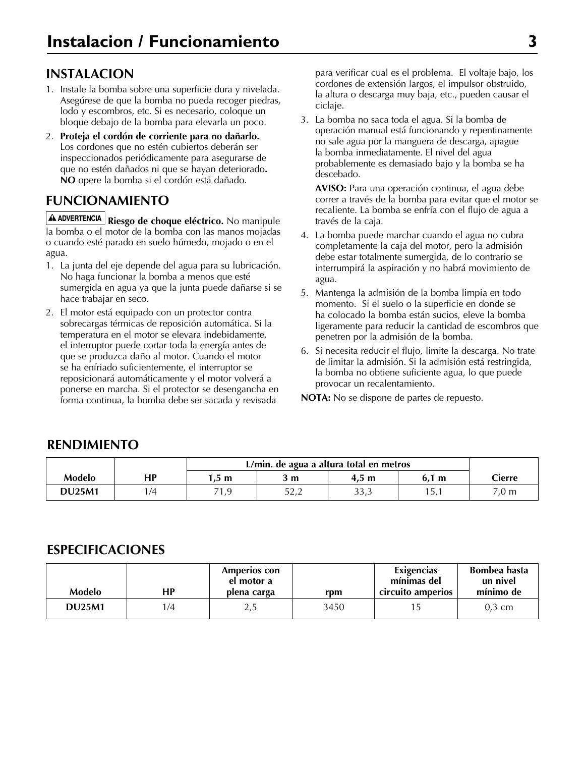# Instalacion / Funcionamiento

## INSTALACION

1. Instale la bomba sobre una superficie dura y nivelada. Asegúrese de que la bomba no pueda recoger piedras, lodo y escombros, etc. Si es necesario, coloque un bloque debajo de la bomba para elevarla un poco.
2. **Proteja el cordón de corriente para no dañarlo.** Los cordones que no estén cubiertos deberán ser inspeccionados periódicamente para asegurarse de que no estén dañados ni que se hayan deteriorado**. NO** opere la bomba si el cordón está dañado.

## FUNCIONAMIENTO

**⚠ ADVERTENCIA** **Riesgo de choque eléctrico.** No manipule la bomba o el motor de la bomba con las manos mojadas o cuando esté parado en suelo húmedo, mojado o en el agua.

1. La junta del eje depende del agua para su lubricación. No haga funcionar la bomba a menos que esté sumergida en agua ya que la junta puede dañarse si se hace trabajar en seco.
2. El motor está equipado con un protector contra sobrecargas térmicas de reposición automática. Si la temperatura en el motor se elevara indebidamente, el interruptor puede cortar toda la energía antes de que se produzca daño al motor. Cuando el motor se ha enfriado suficientemente, el interruptor se reposicionará automáticamente y el motor volverá a ponerse en marcha. Si el protector se desengancha en forma continua, la bomba debe ser sacada y revisada para verificar cual es el problema. El voltaje bajo, los cordones de extensión largos, el impulsor obstruido, la altura o descarga muy baja, etc., pueden causar el ciclaje.
3. La bomba no saca toda el agua. Si la bomba de operación manual está funcionando y repentinamente no sale agua por la manguera de descarga, apague la bomba inmediatamente. El nivel del agua probablemente es demasiado bajo y la bomba se ha descebado.

   **AVISO:** Para una operación continua, el agua debe correr a través de la bomba para evitar que el motor se recaliente. La bomba se enfría con el flujo de agua a través de la caja.
4. La bomba puede marchar cuando el agua no cubra completamente la caja del motor, pero la admisión debe estar totalmente sumergida, de lo contrario se interrumpirá la aspiración y no habrá movimiento de agua.
5. Mantenga la admisión de la bomba limpia en todo momento. Si el suelo o la superficie en donde se ha colocado la bomba están sucios, eleve la bomba ligeramente para reducir la cantidad de escombros que penetren por la admisión de la bomba.
6. Si necesita reducir el flujo, limite la descarga. No trate de limitar la admisión. Si la admisión está restringida, la bomba no obtiene suficiente agua, lo que puede provocar un recalentamiento.

**NOTA:** No se dispone de partes de repuesto.

## RENDIMIENTO

| | | L/min. de agua a altura total en metros | | | | |
|---|---|---|---|---|---|---|
| **Modelo** | **HP** | **1,5 m** | **3 m** | **4,5 m** | **6,1 m** | **Cierre** |
| **DU25M1** | 1/4 | 71,9 | 52,2 | 33,3 | 15,1 | 7,0 m |

## ESPECIFICACIONES

| Modelo | HP | Amperios con el motor a plena carga | rpm | Exigencias mínimas del circuito amperios | Bombea hasta un nivel mínimo de |
|---|---|---|---|---|---|
| **DU25M1** | 1/4 | 2,5 | 3450 | 15 | 0,3 cm |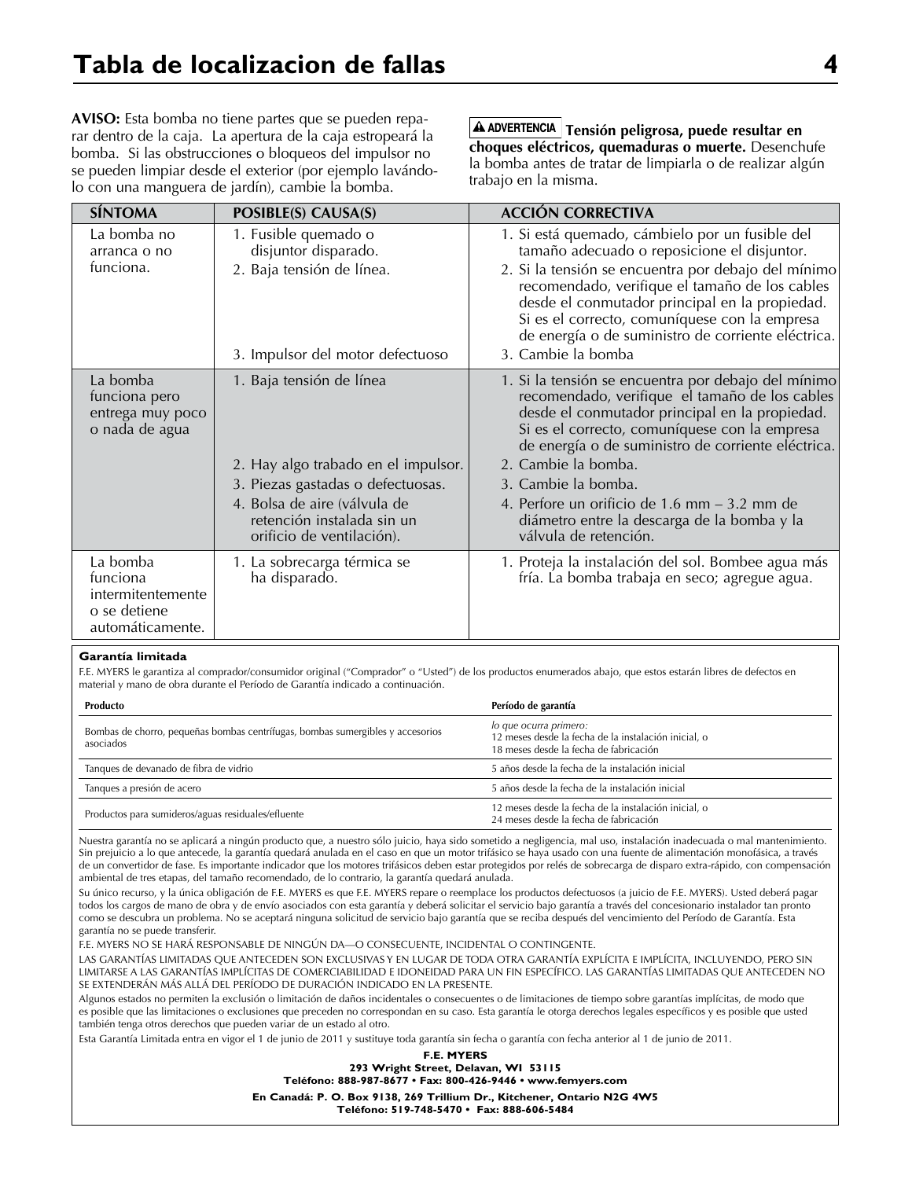# Tabla de localizacion de fallas

**AVISO:** Esta bomba no tiene partes que se pueden reparar dentro de la caja. La apertura de la caja estropeará la bomba. Si las obstrucciones o bloqueos del impulsor no se pueden limpiar desde el exterior (por ejemplo lavándolo con una manguera de jardín), cambie la bomba.

**⚠ ADVERTENCIA Tensión peligrosa, puede resultar en choques eléctricos, quemaduras o muerte.** Desenchufe la bomba antes de tratar de limpiarla o de realizar algún trabajo en la misma.

| SÍNTOMA | POSIBLE(S) CAUSA(S) | ACCIÓN CORRECTIVA |
|---|---|---|
| La bomba no arranca o no funciona. | 1. Fusible quemado o disjuntor disparado. | 1. Si está quemado, cámbielo por un fusible del tamaño adecuado o reposicione el disjuntor. |
| | 2. Baja tensión de línea. | 2. Si la tensión se encuentra por debajo del mínimo recomendado, verifique el tamaño de los cables desde el conmutador principal en la propiedad. Si es el correcto, comuníquese con la empresa de energía o de suministro de corriente eléctrica. |
| | 3. Impulsor del motor defectuoso | 3. Cambie la bomba |
| La bomba funciona pero entrega muy poco o nada de agua | 1. Baja tensión de línea | 1. Si la tensión se encuentra por debajo del mínimo recomendado, verifique el tamaño de los cables desde el conmutador principal en la propiedad. Si es el correcto, comuníquese con la empresa de energía o de suministro de corriente eléctrica. |
| | 2. Hay algo trabado en el impulsor. | 2. Cambie la bomba. |
| | 3. Piezas gastadas o defectuosas. | 3. Cambie la bomba. |
| | 4. Bolsa de aire (válvula de retención instalada sin un orificio de ventilación). | 4. Perfore un orificio de 1.6 mm – 3.2 mm de diámetro entre la descarga de la bomba y la válvula de retención. |
| La bomba funciona intermitentemente o se detiene automáticamente. | 1. La sobrecarga térmica se ha disparado. | 1. Proteja la instalación del sol. Bombee agua más fría. La bomba trabaja en seco; agregue agua. |

**Garantía limitada**

F.E. MYERS le garantiza al comprador/consumidor original ("Comprador" o "Usted") de los productos enumerados abajo, que estos estarán libres de defectos en material y mano de obra durante el Período de Garantía indicado a continuación.

| Producto | Período de garantía |
|---|---|
| Bombas de chorro, pequeñas bombas centrífugas, bombas sumergibles y accesorios asociados | *lo que ocurra primero:* 12 meses desde la fecha de la instalación inicial, o 18 meses desde la fecha de fabricación |
| Tanques de devanado de fibra de vidrio | 5 años desde la fecha de la instalación inicial |
| Tanques a presión de acero | 5 años desde la fecha de la instalación inicial |
| Productos para sumideros/aguas residuales/efluente | 12 meses desde la fecha de la instalación inicial, o 24 meses desde la fecha de fabricación |

Nuestra garantía no se aplicará a ningún producto que, a nuestro sólo juicio, haya sido sometido a negligencia, mal uso, instalación inadecuada o mal mantenimiento. Sin prejuicio a lo que antecede, la garantía quedará anulada en el caso en que un motor trifásico se haya usado con una fuente de alimentación monofásica, a través de un convertidor de fase. Es importante indicador que los motores trifásicos deben estar protegidos por relés de sobrecarga de disparo extra-rápido, con compensación ambiental de tres etapas, del tamaño recomendado, de lo contrario, la garantía quedará anulada.

Su único recurso, y la única obligación de F.E. MYERS es que F.E. MYERS repare o reemplace los productos defectuosos (a juicio de F.E. MYERS). Usted deberá pagar todos los cargos de mano de obra y de envío asociados con esta garantía y deberá solicitar el servicio bajo garantía a través del concesionario instalador tan pronto como se descubra un problema. No se aceptará ninguna solicitud de servicio bajo garantía que se reciba después del vencimiento del Período de Garantía. Esta garantía no se puede transferir.

F.E. MYERS NO SE HARÁ RESPONSABLE DE NINGÚN DA—O CONSECUENTE, INCIDENTAL O CONTINGENTE.

LAS GARANTÍAS LIMITADAS QUE ANTECEDEN SON EXCLUSIVAS Y EN LUGAR DE TODA OTRA GARANTÍA EXPLÍCITA E IMPLÍCITA, INCLUYENDO, PERO SIN LIMITARSE A LAS GARANTÍAS IMPLÍCITAS DE COMERCIABILIDAD E IDONEIDAD PARA UN FIN ESPECÍFICO. LAS GARANTÍAS LIMITADAS QUE ANTECEDEN NO SE EXTENDERÁN MÁS ALLÁ DEL PERÍODO DE DURACIÓN INDICADO EN LA PRESENTE.

Algunos estados no permiten la exclusión o limitación de daños incidentales o consecuentes o de limitaciones de tiempo sobre garantías implícitas, de modo que es posible que las limitaciones o exclusiones que preceden no correspondan en su caso. Esta garantía le otorga derechos legales específicos y es posible que usted también tenga otros derechos que pueden variar de un estado al otro.

Esta Garantía Limitada entra en vigor el 1 de junio de 2011 y sustituye toda garantía sin fecha o garantía con fecha anterior al 1 de junio de 2011.

**F.E. MYERS**
**293 Wright Street, Delavan, WI 53115**
**Teléfono: 888-987-8677 • Fax: 800-426-9446 • www.femyers.com**
**En Canadá: P. O. Box 9138, 269 Trillium Dr., Kitchener, Ontario N2G 4W5**
**Teléfono: 519-748-5470 • Fax: 888-606-5484**